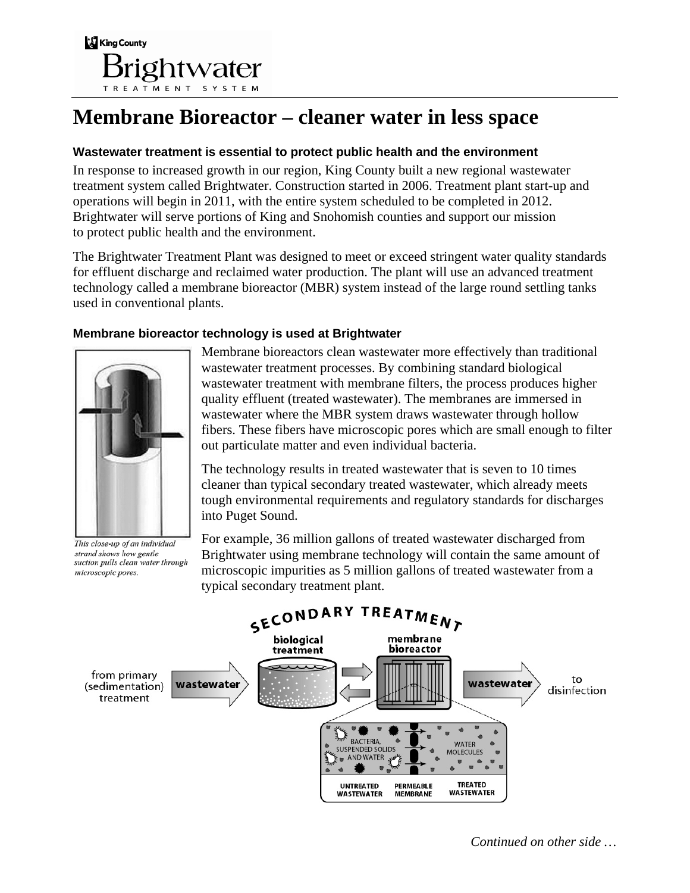King County

Brightwater

TREATMENT SYSTEM

# Membrane Bioreactor – cleaner water in less space

### Wastewater treatment is essential to protect public health and the environment

In response to increased growth in our region, King County built a new regional wastewater treatment system called Brightwater. Construction started in 2006. Treatment plant start-up and operations will begin in 2011, with the entire system scheduled to be completed in 2012. Brightwater will serve portions of King and Snohomish counties and support our mission to protect public health and the environment.

The Brightwater Treatment Plant was designed to meet or exceed stringent water quality standards for effluent discharge and reclaimed water production. The plant will use an advanced treatment technology called a membrane bioreactor (MBR) system instead of the large round settling tanks used in conventional plants.

### Membrane bioreactor technology is used at Brightwater

Membrane bioreactors clean wastewater more effectively than traditional wastewater treatment processes. By combining standard biological wastewater treatment with membrane filters, the process produces higher quality effluent (treated wastewater). The membranes are immersed in wastewater where the MBR system draws wastewater through hollow fibers. These fibers have microscopic pores which are small enough to filter out particulate matter and even individual bacteria.

*This close-up of an individual strand shows how gentle suction pulls clean water through microscopic pores.*

The technology results in treated wastewater that is seven to 10 times cleaner than typical secondary treated wastewater, which already meets tough environmental requirements and regulatory standards for discharges into Puget Sound.

For example, 36 million gallons of treated wastewater discharged from Brightwater using membrane technology will contain the same amount of microscopic impurities as 5 million gallons of treated wastewater from a typical secondary treatment plant.

SECONDARY TREATMENT

from primary (sedimentation) treatment → wastewater → biological treatment ⇄ membrane bioreactor → wastewater → to disinfection

BACTERIA, SUSPENDED SOLIDS AND WATER | WATER MOLECULES

UNTREATED WASTEWATER | PERMEABLE MEMBRANE | TREATED WASTEWATER

*Continued on other side …*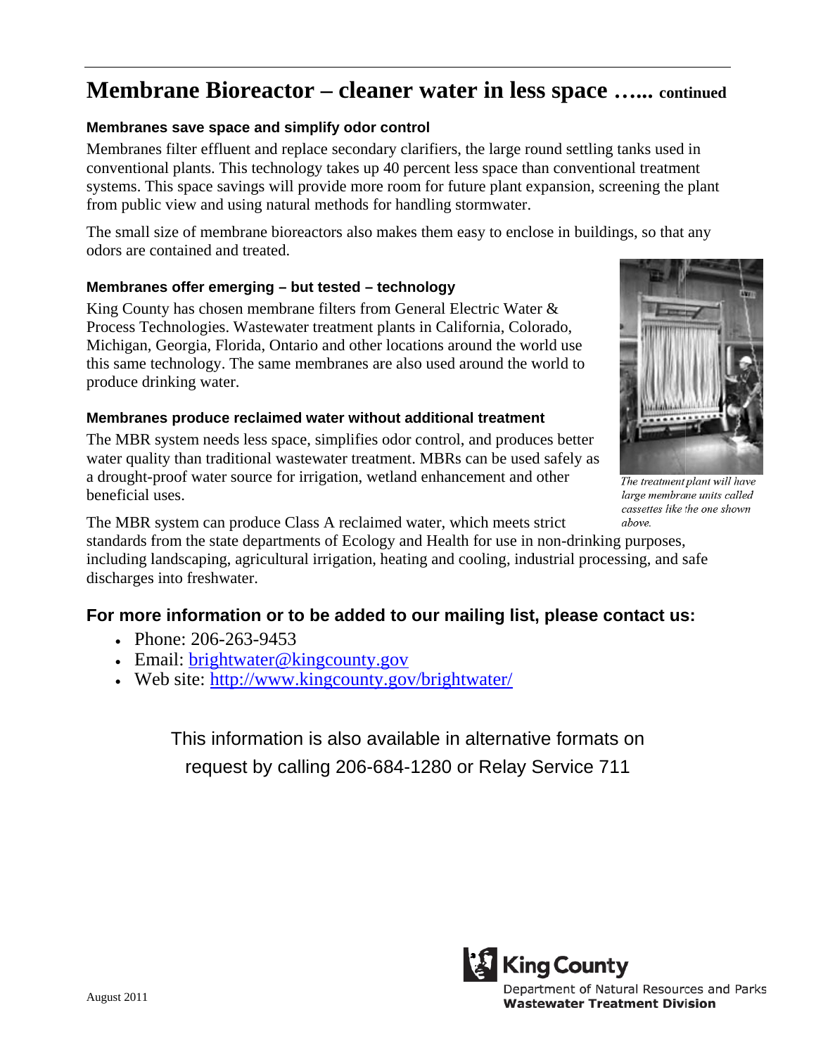# Membrane Bioreactor – cleaner water in less space …... continued

### Membranes save space and simplify odor control

Membranes filter effluent and replace secondary clarifiers, the large round settling tanks used in conventional plants. This technology takes up 40 percent less space than conventional treatment systems. This space savings will provide more room for future plant expansion, screening the plant from public view and using natural methods for handling stormwater.

The small size of membrane bioreactors also makes them easy to enclose in buildings, so that any odors are contained and treated.

### Membranes offer emerging – but tested – technology

King County has chosen membrane filters from General Electric Water & Process Technologies. Wastewater treatment plants in California, Colorado, Michigan, Georgia, Florida, Ontario and other locations around the world use this same technology. The same membranes are also used around the world to produce drinking water.

*The treatment plant will have large membrane units called cassettes like the one shown above.*

### Membranes produce reclaimed water without additional treatment

The MBR system needs less space, simplifies odor control, and produces better water quality than traditional wastewater treatment. MBRs can be used safely as a drought-proof water source for irrigation, wetland enhancement and other beneficial uses.

The MBR system can produce Class A reclaimed water, which meets strict standards from the state departments of Ecology and Health for use in non-drinking purposes, including landscaping, agricultural irrigation, heating and cooling, industrial processing, and safe discharges into freshwater.

## For more information or to be added to our mailing list, please contact us:

- Phone: 206-263-9453
- Email: brightwater@kingcounty.gov
- Web site: http://www.kingcounty.gov/brightwater/

This information is also available in alternative formats on request by calling 206-684-1280 or Relay Service 711

August 2011

King County
Department of Natural Resources and Parks
**Wastewater Treatment Division**